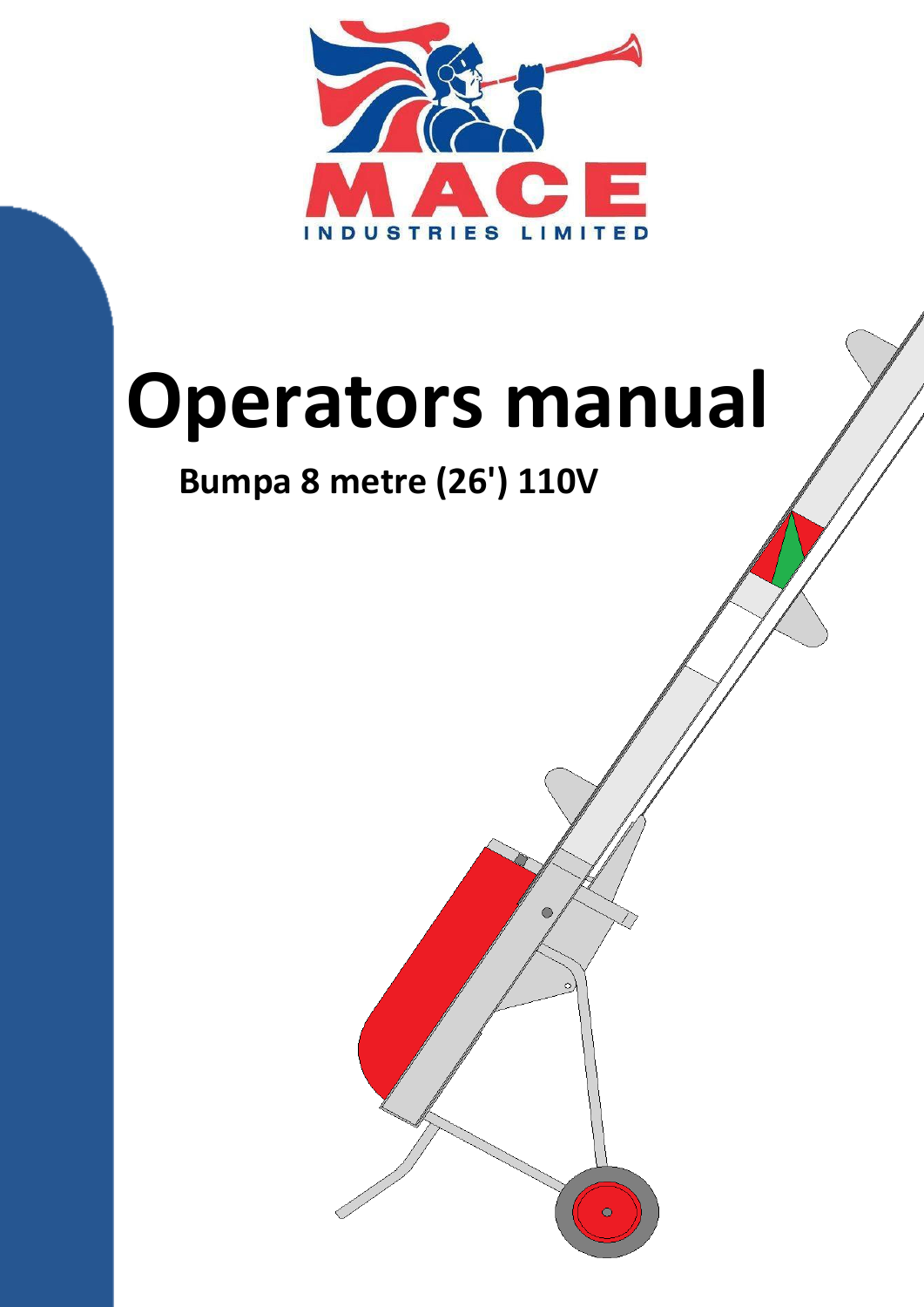MACE
INDUSTRIES LIMITED

# Operators manual

## Bumpa 8 metre (26') 110V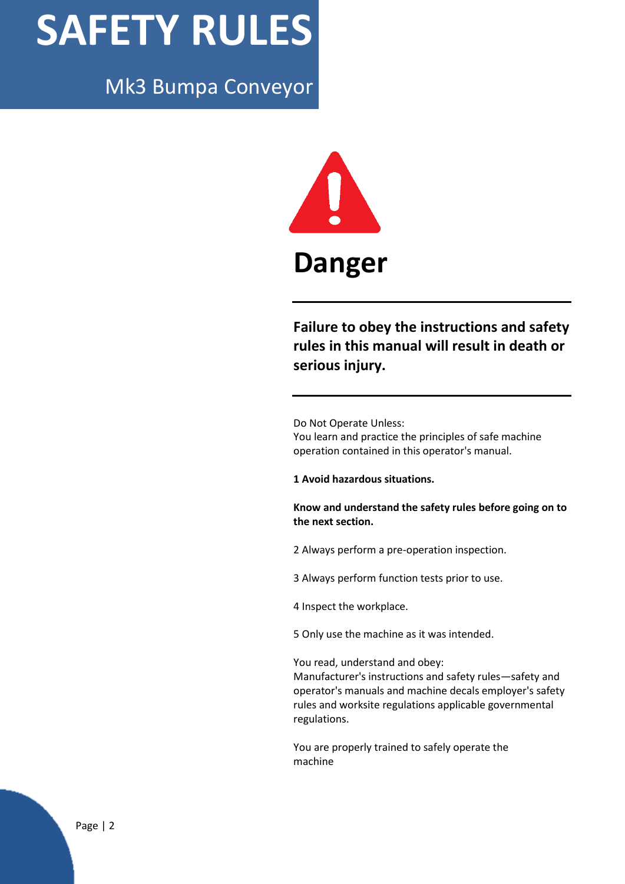# SAFETY RULES

## Mk3 Bumpa Conveyor

## Danger

**Failure to obey the instructions and safety rules in this manual will result in death or serious injury.**

Do Not Operate Unless:
You learn and practice the principles of safe machine operation contained in this operator's manual.

**1 Avoid hazardous situations.**

**Know and understand the safety rules before going on to the next section.**

2 Always perform a pre-operation inspection.

3 Always perform function tests prior to use.

4 Inspect the workplace.

5 Only use the machine as it was intended.

You read, understand and obey:
Manufacturer's instructions and safety rules—safety and operator's manuals and machine decals employer's safety rules and worksite regulations applicable governmental regulations.

You are properly trained to safely operate the machine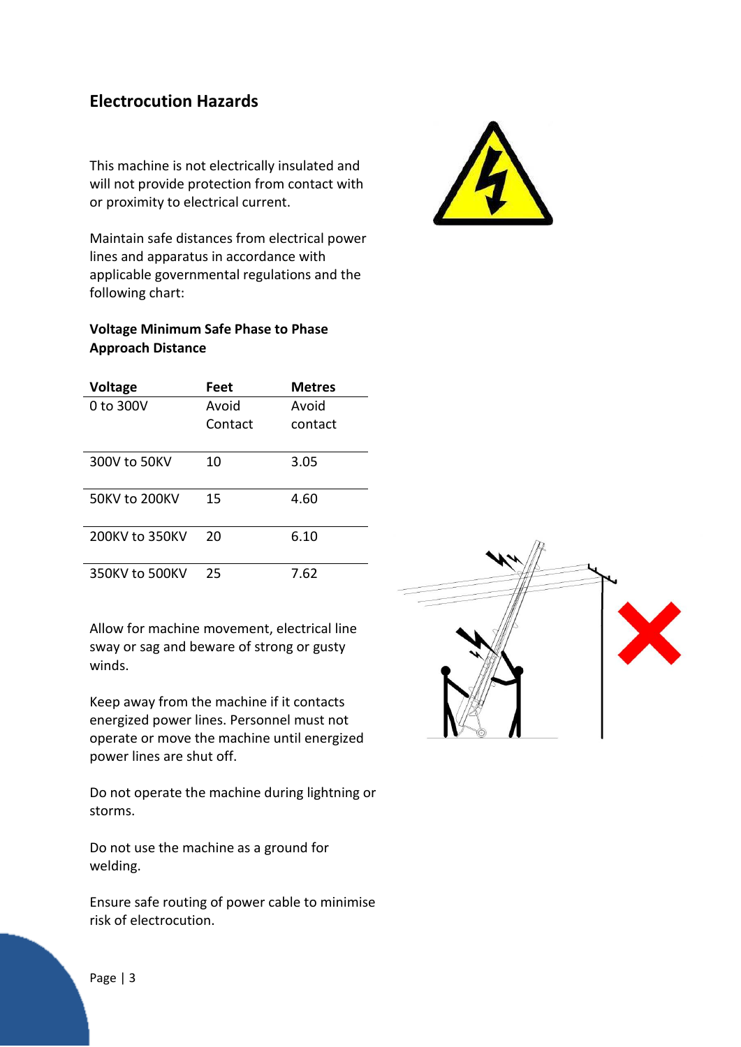## Electrocution Hazards

This machine is not electrically insulated and will not provide protection from contact with or proximity to electrical current.

Maintain safe distances from electrical power lines and apparatus in accordance with applicable governmental regulations and the following chart:

**Voltage Minimum Safe Phase to Phase Approach Distance**

| Voltage | Feet | Metres |
|---|---|---|
| 0 to 300V | Avoid Contact | Avoid contact |
| 300V to 50KV | 10 | 3.05 |
| 50KV to 200KV | 15 | 4.60 |
| 200KV to 350KV | 20 | 6.10 |
| 350KV to 500KV | 25 | 7.62 |

Allow for machine movement, electrical line sway or sag and beware of strong or gusty winds.

Keep away from the machine if it contacts energized power lines. Personnel must not operate or move the machine until energized power lines are shut off.

Do not operate the machine during lightning or storms.

Do not use the machine as a ground for welding.

Ensure safe routing of power cable to minimise risk of electrocution.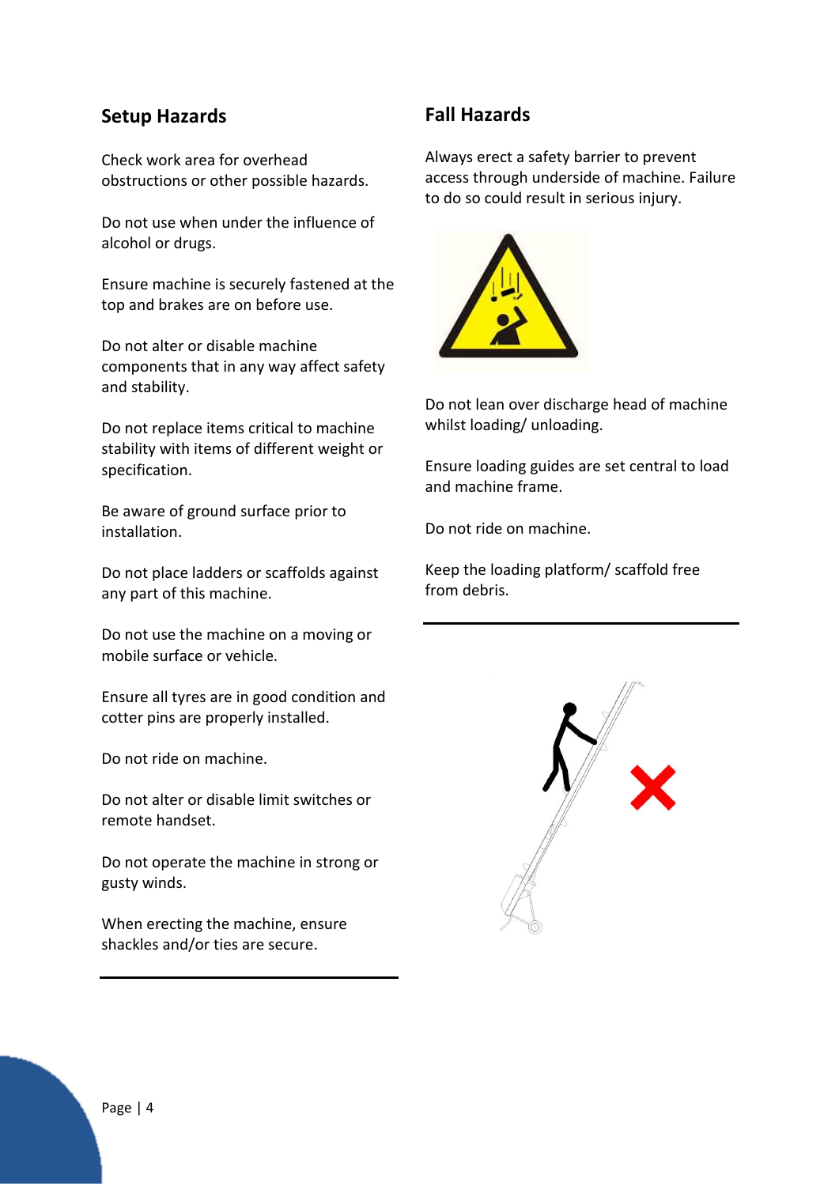## Setup Hazards

Check work area for overhead obstructions or other possible hazards.

Do not use when under the influence of alcohol or drugs.

Ensure machine is securely fastened at the top and brakes are on before use.

Do not alter or disable machine components that in any way affect safety and stability.

Do not replace items critical to machine stability with items of different weight or specification.

Be aware of ground surface prior to installation.

Do not place ladders or scaffolds against any part of this machine.

Do not use the machine on a moving or mobile surface or vehicle.

Ensure all tyres are in good condition and cotter pins are properly installed.

Do not ride on machine.

Do not alter or disable limit switches or remote handset.

Do not operate the machine in strong or gusty winds.

When erecting the machine, ensure shackles and/or ties are secure.

## Fall Hazards

Always erect a safety barrier to prevent access through underside of machine. Failure to do so could result in serious injury.

Do not lean over discharge head of machine whilst loading/ unloading.

Ensure loading guides are set central to load and machine frame.

Do not ride on machine.

Keep the loading platform/ scaffold free from debris.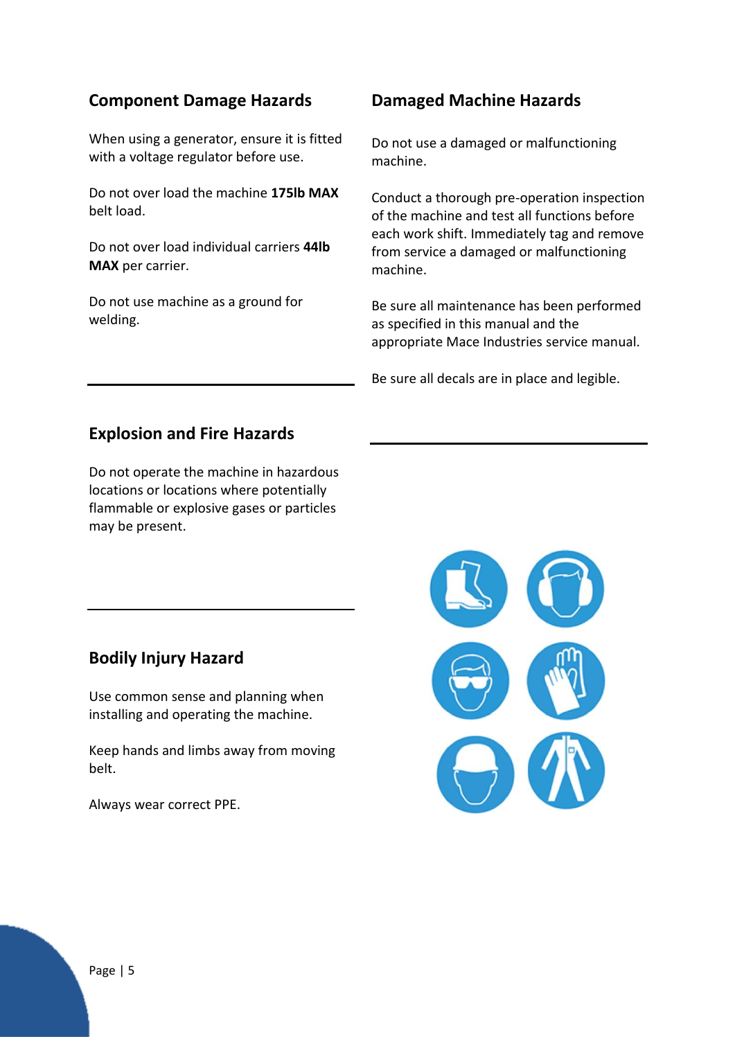## Component Damage Hazards

When using a generator, ensure it is fitted with a voltage regulator before use.

Do not over load the machine **175lb MAX** belt load.

Do not over load individual carriers **44lb MAX** per carrier.

Do not use machine as a ground for welding.

## Explosion and Fire Hazards

Do not operate the machine in hazardous locations or locations where potentially flammable or explosive gases or particles may be present.

## Bodily Injury Hazard

Use common sense and planning when installing and operating the machine.

Keep hands and limbs away from moving belt.

Always wear correct PPE.

## Damaged Machine Hazards

Do not use a damaged or malfunctioning machine.

Conduct a thorough pre-operation inspection of the machine and test all functions before each work shift. Immediately tag and remove from service a damaged or malfunctioning machine.

Be sure all maintenance has been performed as specified in this manual and the appropriate Mace Industries service manual.

Be sure all decals are in place and legible.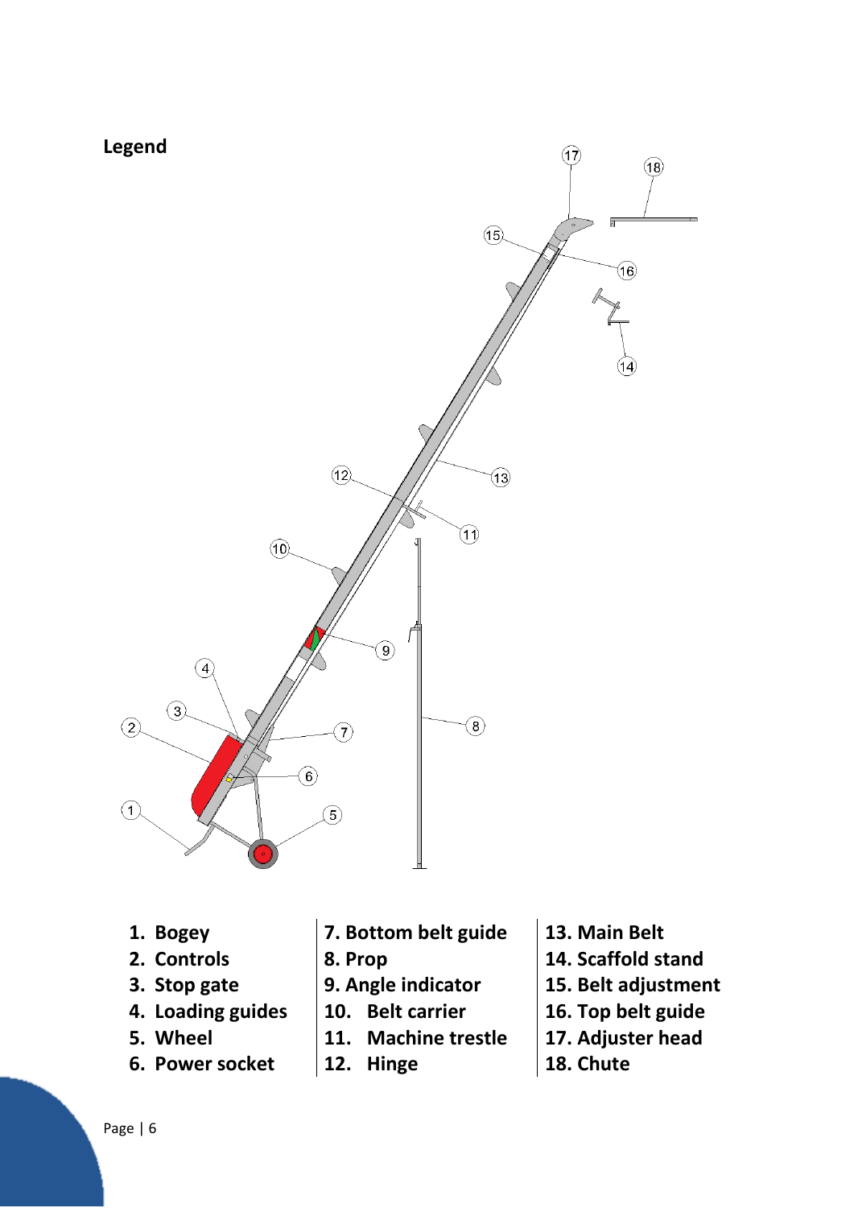## Legend

1. Bogey
2. Controls
3. Stop gate
4. Loading guides
5. Wheel
6. Power socket
7. Bottom belt guide
8. Prop
9. Angle indicator
10. Belt carrier
11. Machine trestle
12. Hinge
13. Main Belt
14. Scaffold stand
15. Belt adjustment
16. Top belt guide
17. Adjuster head
18. Chute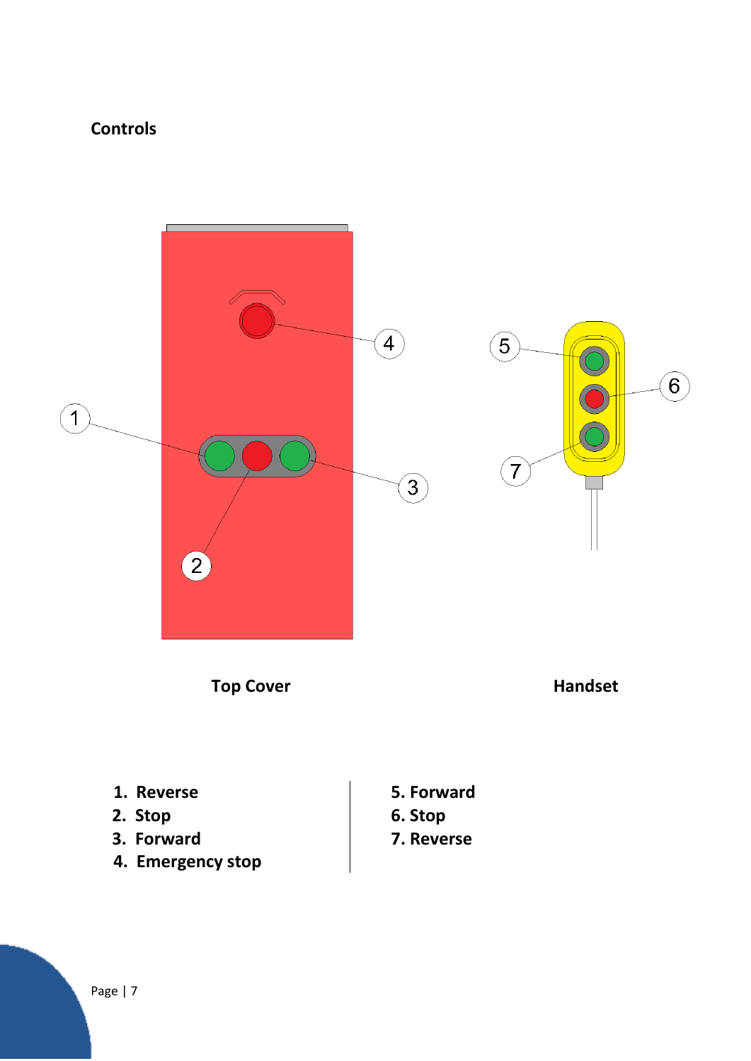## Controls

1
2
3
4

Top Cover

5
6
7

Handset

1. Reverse
2. Stop
3. Forward
4. Emergency stop

5. Forward
6. Stop
7. Reverse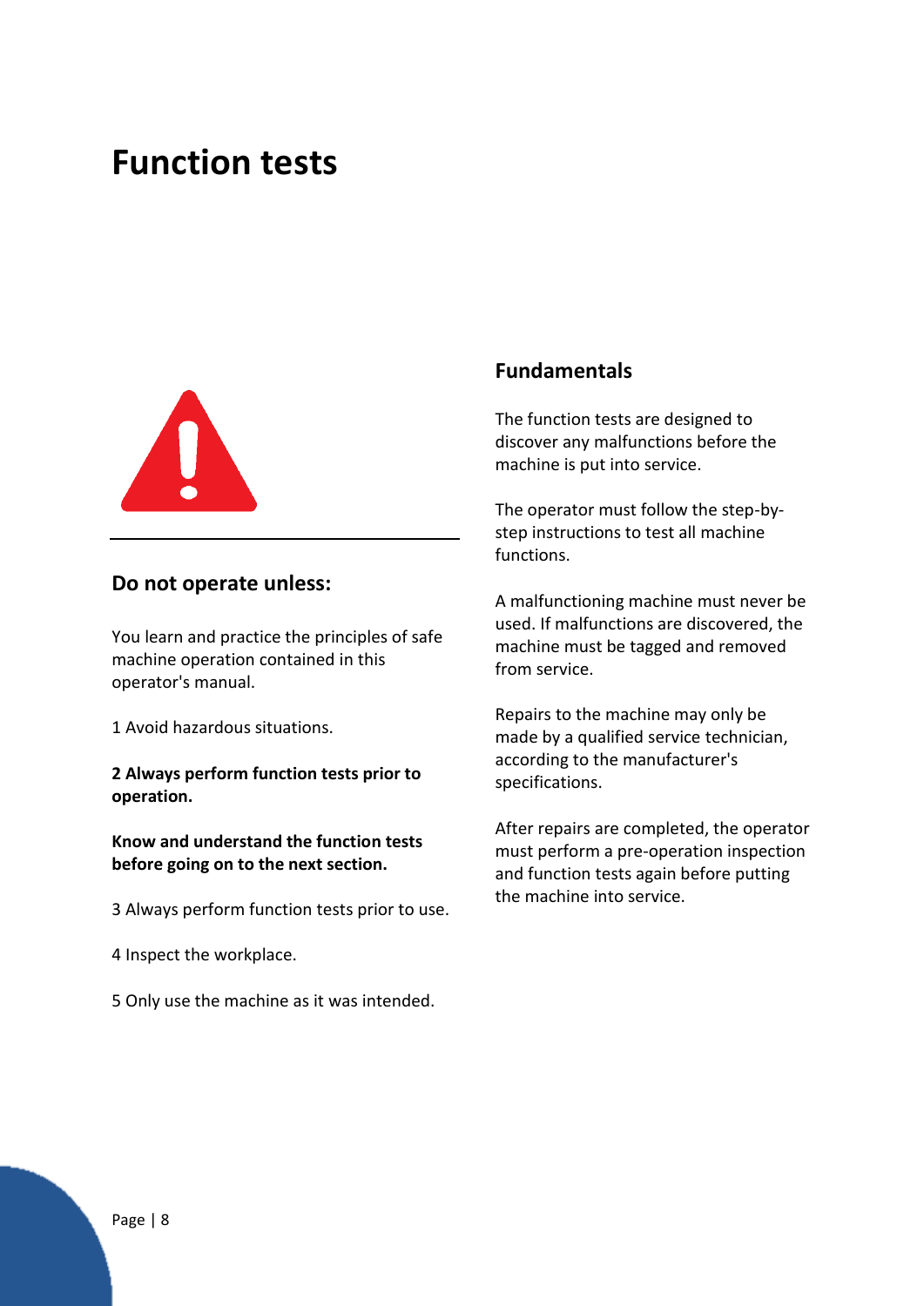# Function tests

## Do not operate unless:

You learn and practice the principles of safe machine operation contained in this operator's manual.

1 Avoid hazardous situations.

**2 Always perform function tests prior to operation.**

**Know and understand the function tests before going on to the next section.**

3 Always perform function tests prior to use.

4 Inspect the workplace.

5 Only use the machine as it was intended.

## Fundamentals

The function tests are designed to discover any malfunctions before the machine is put into service.

The operator must follow the step-by-step instructions to test all machine functions.

A malfunctioning machine must never be used. If malfunctions are discovered, the machine must be tagged and removed from service.

Repairs to the machine may only be made by a qualified service technician, according to the manufacturer's specifications.

After repairs are completed, the operator must perform a pre-operation inspection and function tests again before putting the machine into service.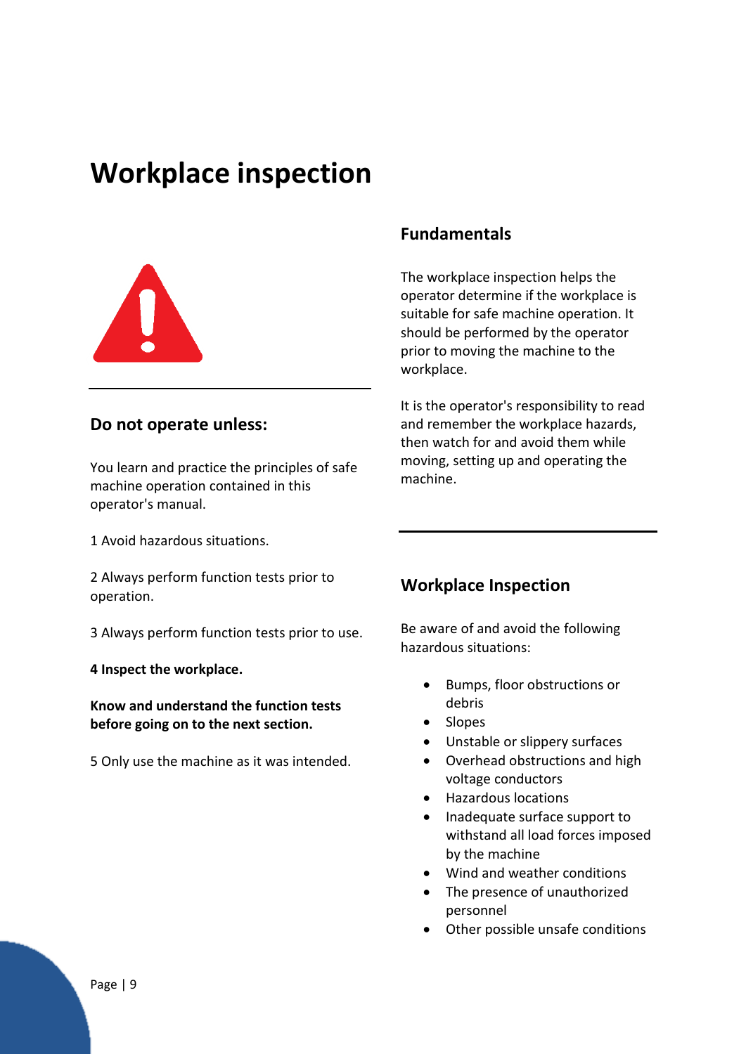# Workplace inspection

## Do not operate unless:

You learn and practice the principles of safe machine operation contained in this operator's manual.

1 Avoid hazardous situations.

2 Always perform function tests prior to operation.

3 Always perform function tests prior to use.

**4 Inspect the workplace.**

**Know and understand the function tests before going on to the next section.**

5 Only use the machine as it was intended.

## Fundamentals

The workplace inspection helps the operator determine if the workplace is suitable for safe machine operation. It should be performed by the operator prior to moving the machine to the workplace.

It is the operator's responsibility to read and remember the workplace hazards, then watch for and avoid them while moving, setting up and operating the machine.

## Workplace Inspection

Be aware of and avoid the following hazardous situations:

- Bumps, floor obstructions or debris
- Slopes
- Unstable or slippery surfaces
- Overhead obstructions and high voltage conductors
- Hazardous locations
- Inadequate surface support to withstand all load forces imposed by the machine
- Wind and weather conditions
- The presence of unauthorized personnel
- Other possible unsafe conditions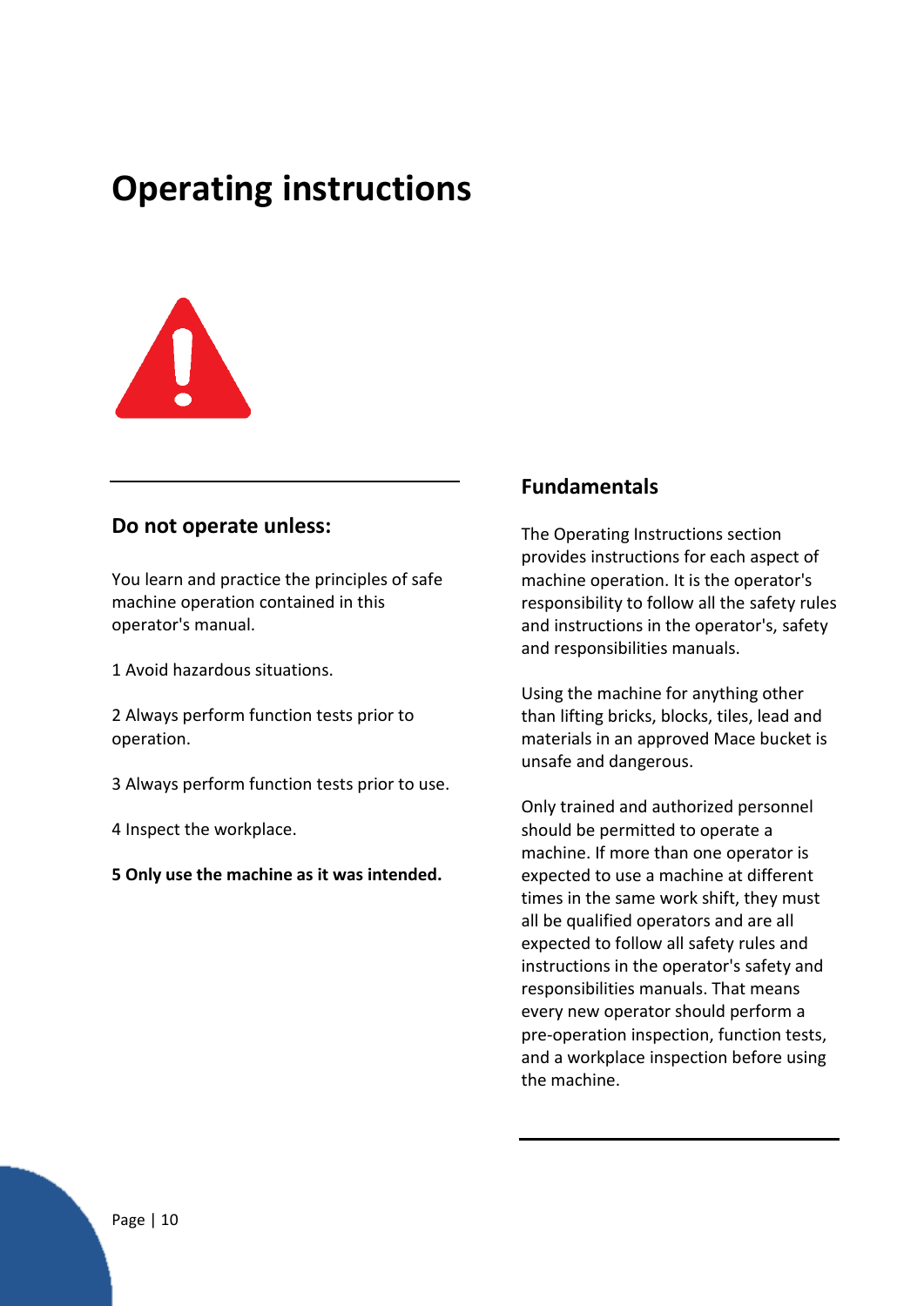# Operating instructions

## Do not operate unless:

You learn and practice the principles of safe machine operation contained in this operator's manual.

1 Avoid hazardous situations.

2 Always perform function tests prior to operation.

3 Always perform function tests prior to use.

4 Inspect the workplace.

**5 Only use the machine as it was intended.**

## Fundamentals

The Operating Instructions section provides instructions for each aspect of machine operation. It is the operator's responsibility to follow all the safety rules and instructions in the operator's, safety and responsibilities manuals.

Using the machine for anything other than lifting bricks, blocks, tiles, lead and materials in an approved Mace bucket is unsafe and dangerous.

Only trained and authorized personnel should be permitted to operate a machine. If more than one operator is expected to use a machine at different times in the same work shift, they must all be qualified operators and are all expected to follow all safety rules and instructions in the operator's safety and responsibilities manuals. That means every new operator should perform a pre-operation inspection, function tests, and a workplace inspection before using the machine.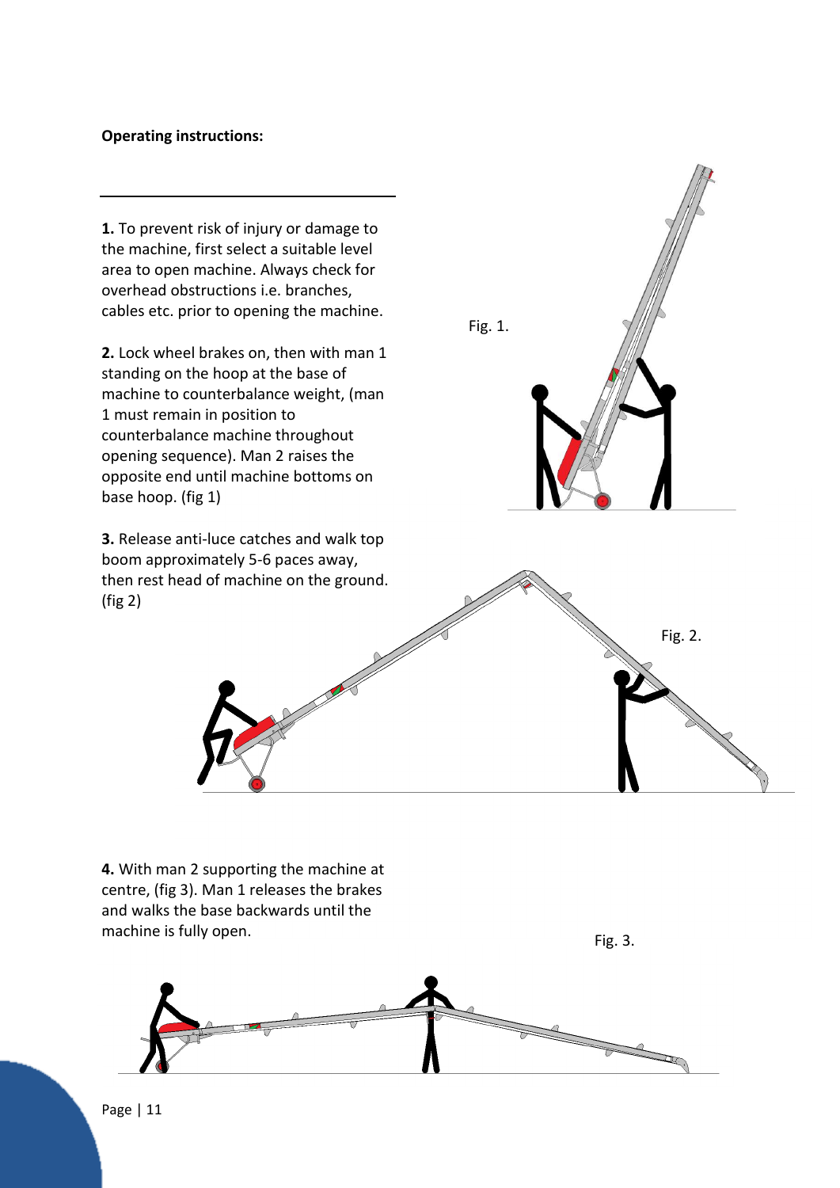**Operating instructions:**

**1.** To prevent risk of injury or damage to the machine, first select a suitable level area to open machine. Always check for overhead obstructions i.e. branches, cables etc. prior to opening the machine.

**2.** Lock wheel brakes on, then with man 1 standing on the hoop at the base of machine to counterbalance weight, (man 1 must remain in position to counterbalance machine throughout opening sequence). Man 2 raises the opposite end until machine bottoms on base hoop. (fig 1)

Fig. 1.

**3.** Release anti-luce catches and walk top boom approximately 5-6 paces away, then rest head of machine on the ground. (fig 2)

Fig. 2.

**4.** With man 2 supporting the machine at centre, (fig 3). Man 1 releases the brakes and walks the base backwards until the machine is fully open.

Fig. 3.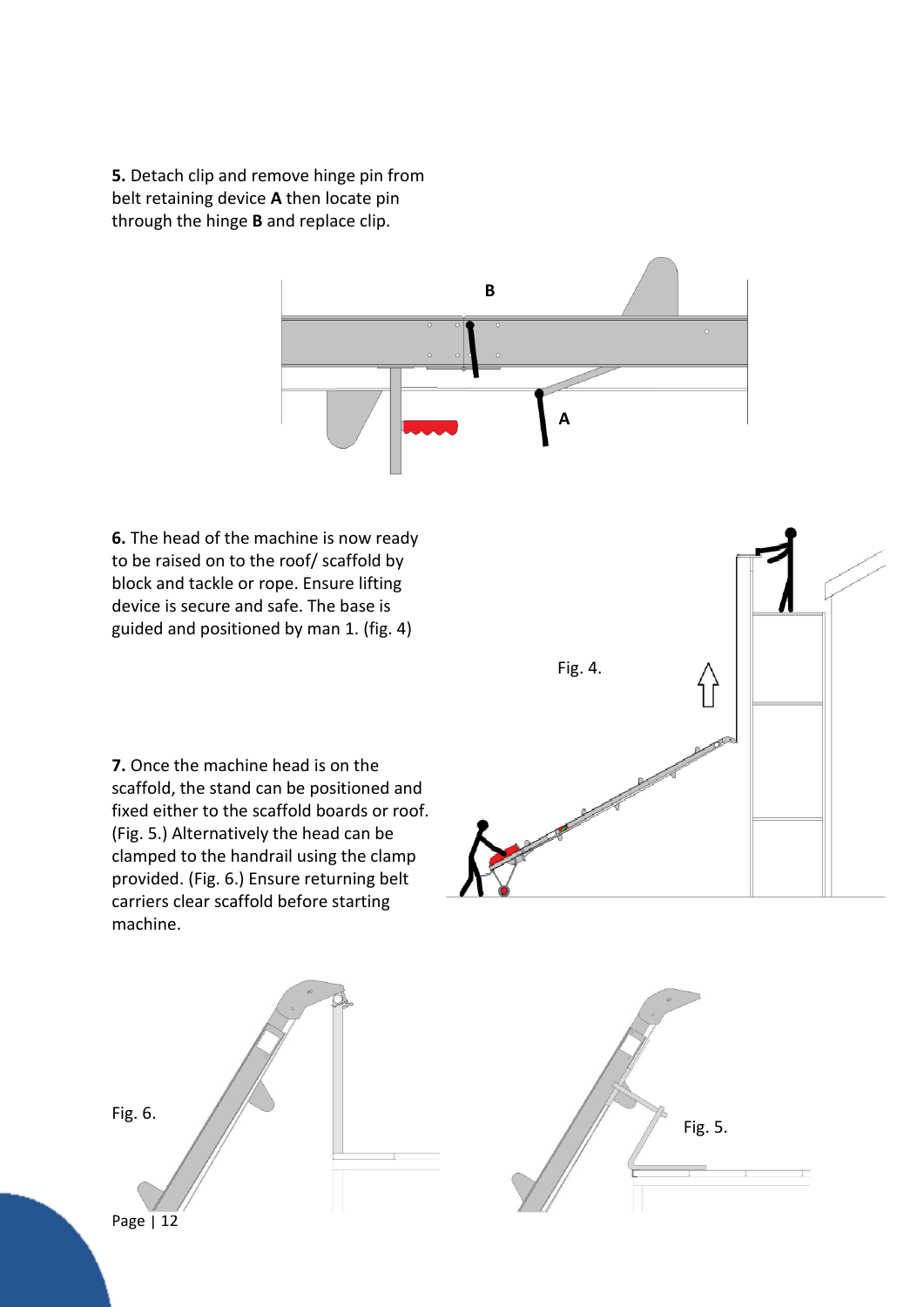**5.** Detach clip and remove hinge pin from belt retaining device **A** then locate pin through the hinge **B** and replace clip.

B

A

**6.** The head of the machine is now ready to be raised on to the roof/ scaffold by block and tackle or rope. Ensure lifting device is secure and safe. The base is guided and positioned by man 1. (fig. 4)

Fig. 4.

**7.** Once the machine head is on the scaffold, the stand can be positioned and fixed either to the scaffold boards or roof. (Fig. 5.) Alternatively the head can be clamped to the handrail using the clamp provided. (Fig. 6.) Ensure returning belt carriers clear scaffold before starting machine.

Fig. 6.

Fig. 5.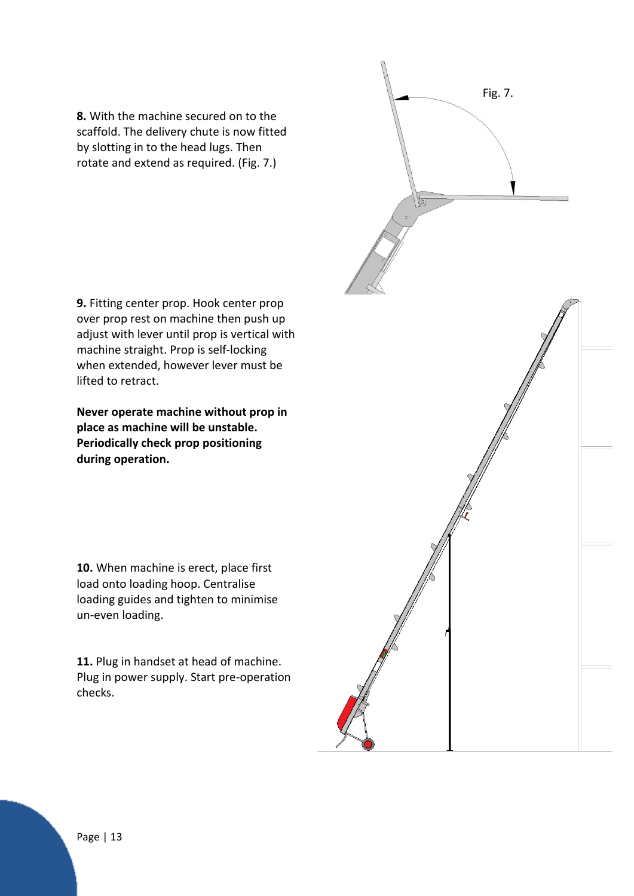**8.** With the machine secured on to the scaffold. The delivery chute is now fitted by slotting in to the head lugs. Then rotate and extend as required. (Fig. 7.)

Fig. 7.

**9.** Fitting center prop. Hook center prop over prop rest on machine then push up adjust with lever until prop is vertical with machine straight. Prop is self-locking when extended, however lever must be lifted to retract.

**Never operate machine without prop in place as machine will be unstable. Periodically check prop positioning during operation.**

**10.** When machine is erect, place first load onto loading hoop. Centralise loading guides and tighten to minimise un-even loading.

**11.** Plug in handset at head of machine. Plug in power supply. Start pre-operation checks.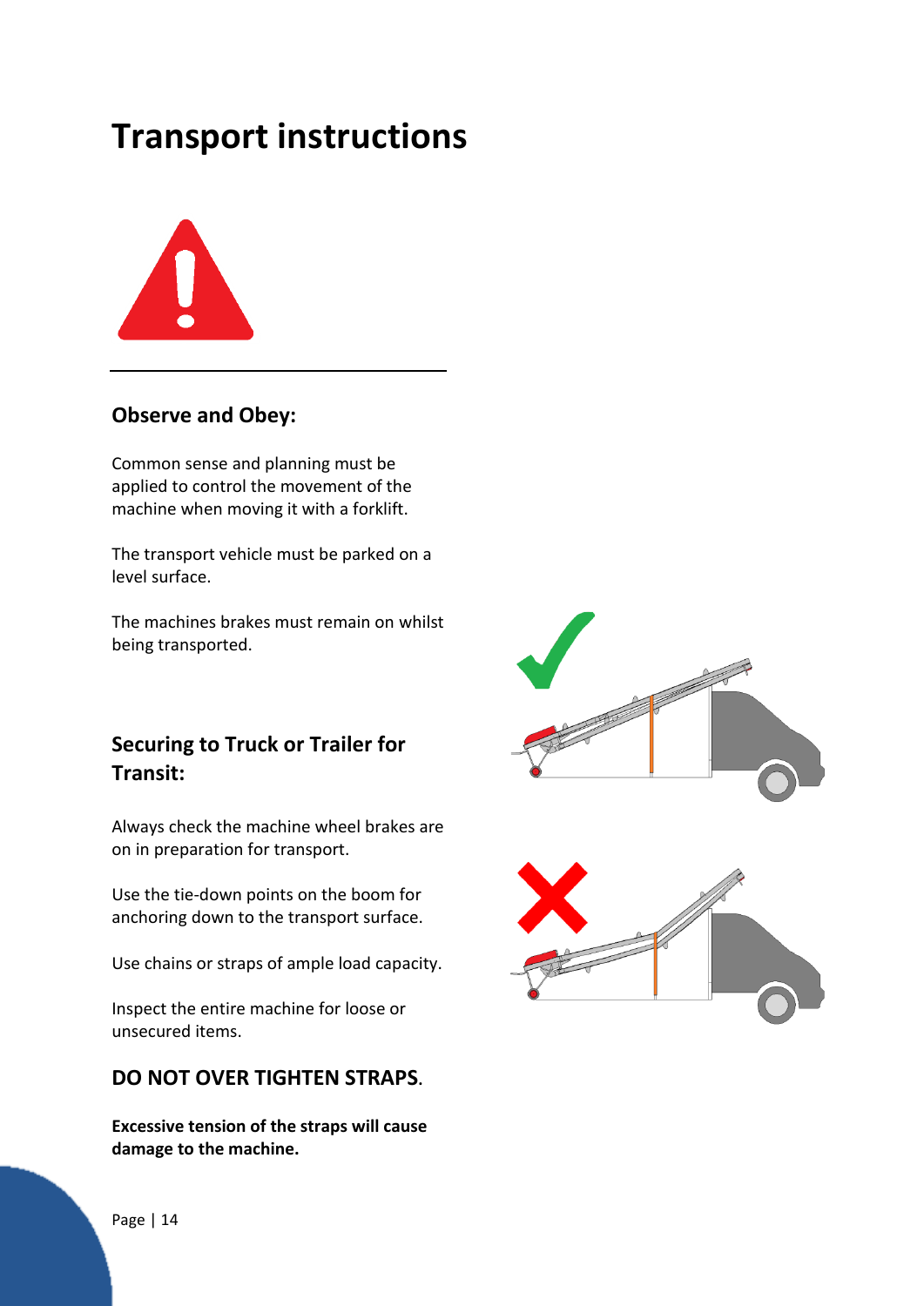# Transport instructions

## Observe and Obey:

Common sense and planning must be applied to control the movement of the machine when moving it with a forklift.

The transport vehicle must be parked on a level surface.

The machines brakes must remain on whilst being transported.

## Securing to Truck or Trailer for Transit:

Always check the machine wheel brakes are on in preparation for transport.

Use the tie-down points on the boom for anchoring down to the transport surface.

Use chains or straps of ample load capacity.

Inspect the entire machine for loose or unsecured items.

## DO NOT OVER TIGHTEN STRAPS.

**Excessive tension of the straps will cause damage to the machine.**